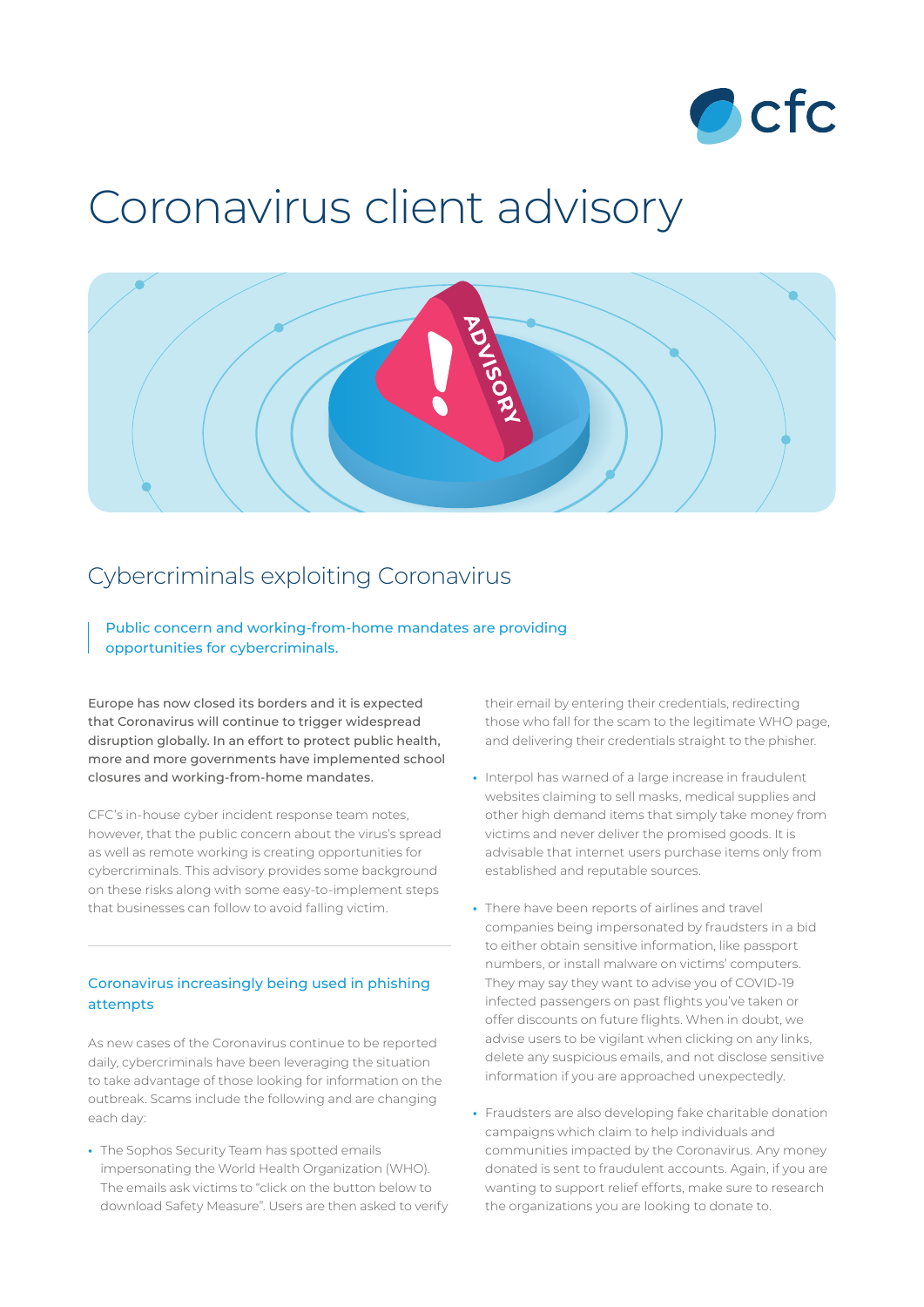# Coronavirus client advisory

## Cybercriminals exploiting Coronavirus

Public concern and working-from-home mandates are providing opportunities for cybercriminals.

Europe has now closed its borders and it is expected that Coronavirus will continue to trigger widespread disruption globally. In an effort to protect public health, more and more governments have implemented school closures and working-from-home mandates.

CFC's in-house cyber incident response team notes, however, that the public concern about the virus's spread as well as remote working is creating opportunities for cybercriminals. This advisory provides some background on these risks along with some easy-to-implement steps that businesses can follow to avoid falling victim.

### Coronavirus increasingly being used in phishing attempts

As new cases of the Coronavirus continue to be reported daily, cybercriminals have been leveraging the situation to take advantage of those looking for information on the outbreak. Scams include the following and are changing each day:

- The Sophos Security Team has spotted emails impersonating the World Health Organization (WHO). The emails ask victims to "click on the button below to download Safety Measure". Users are then asked to verify their email by entering their credentials, redirecting those who fall for the scam to the legitimate WHO page, and delivering their credentials straight to the phisher.
- Interpol has warned of a large increase in fraudulent websites claiming to sell masks, medical supplies and other high demand items that simply take money from victims and never deliver the promised goods. It is advisable that internet users purchase items only from established and reputable sources.
- There have been reports of airlines and travel companies being impersonated by fraudsters in a bid to either obtain sensitive information, like passport numbers, or install malware on victims' computers. They may say they want to advise you of COVID-19 infected passengers on past flights you've taken or offer discounts on future flights. When in doubt, we advise users to be vigilant when clicking on any links, delete any suspicious emails, and not disclose sensitive information if you are approached unexpectedly.
- Fraudsters are also developing fake charitable donation campaigns which claim to help individuals and communities impacted by the Coronavirus. Any money donated is sent to fraudulent accounts. Again, if you are wanting to support relief efforts, make sure to research the organizations you are looking to donate to.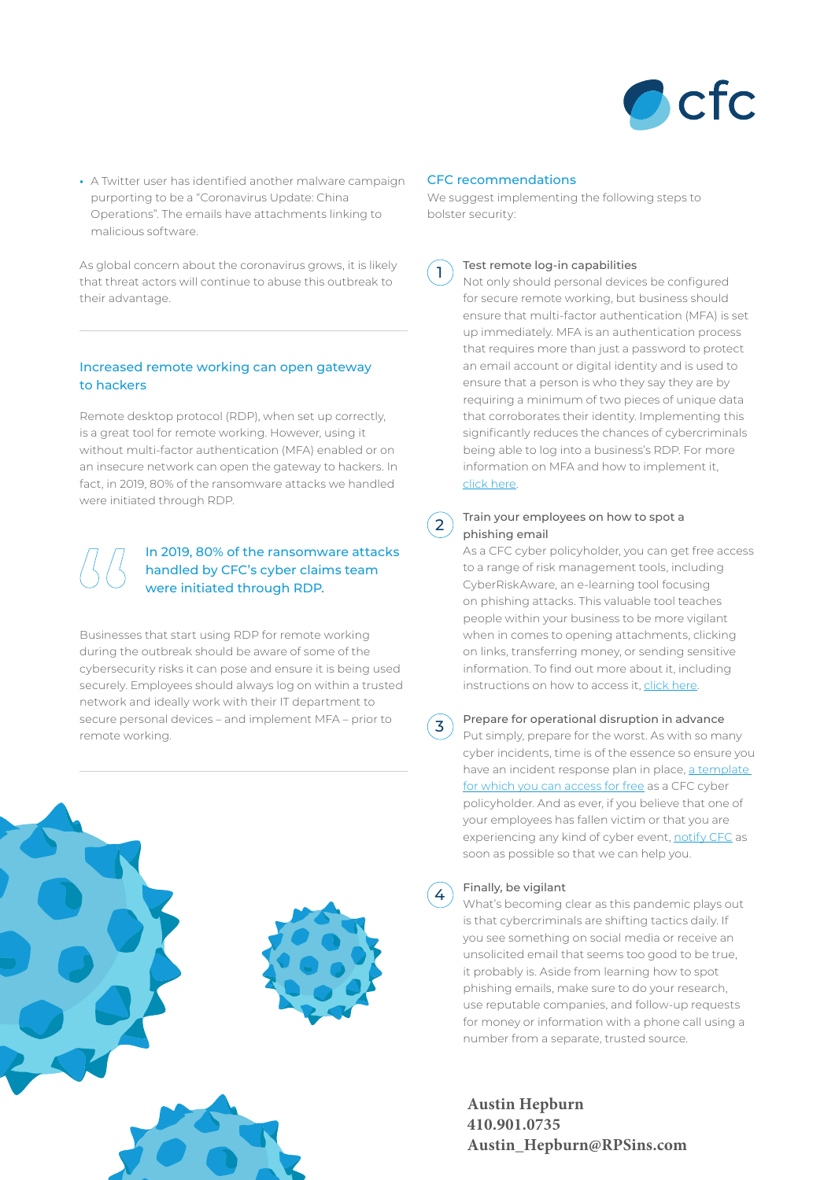- A Twitter user has identified another malware campaign purporting to be a "Coronavirus Update: China Operations". The emails have attachments linking to malicious software.

As global concern about the coronavirus grows, it is likely that threat actors will continue to abuse this outbreak to their advantage.

## Increased remote working can open gateway to hackers

Remote desktop protocol (RDP), when set up correctly, is a great tool for remote working. However, using it without multi-factor authentication (MFA) enabled or on an insecure network can open the gateway to hackers. In fact, in 2019, 80% of the ransomware attacks we handled were initiated through RDP.

> In 2019, 80% of the ransomware attacks handled by CFC's cyber claims team were initiated through RDP.

Businesses that start using RDP for remote working during the outbreak should be aware of some of the cybersecurity risks it can pose and ensure it is being used securely. Employees should always log on within a trusted network and ideally work with their IT department to secure personal devices – and implement MFA – prior to remote working.

## CFC recommendations

We suggest implementing the following steps to bolster security:

1. **Test remote log-in capabilities**
   Not only should personal devices be configured for secure remote working, but business should ensure that multi-factor authentication (MFA) is set up immediately. MFA is an authentication process that requires more than just a password to protect an email account or digital identity and is used to ensure that a person is who they say they are by requiring a minimum of two pieces of unique data that corroborates their identity. Implementing this significantly reduces the chances of cybercriminals being able to log into a business's RDP. For more information on MFA and how to implement it, click here.

2. **Train your employees on how to spot a phishing email**
   As a CFC cyber policyholder, you can get free access to a range of risk management tools, including CyberRiskAware, an e-learning tool focusing on phishing attacks. This valuable tool teaches people within your business to be more vigilant when in comes to opening attachments, clicking on links, transferring money, or sending sensitive information. To find out more about it, including instructions on how to access it, click here.

3. **Prepare for operational disruption in advance**
   Put simply, prepare for the worst. As with so many cyber incidents, time is of the essence so ensure you have an incident response plan in place, a template for which you can access for free as a CFC cyber policyholder. And as ever, if you believe that one of your employees has fallen victim or that you are experiencing any kind of cyber event, notify CFC as soon as possible so that we can help you.

4. **Finally, be vigilant**
   What's becoming clear as this pandemic plays out is that cybercriminals are shifting tactics daily. If you see something on social media or receive an unsolicited email that seems too good to be true, it probably is. Aside from learning how to spot phishing emails, make sure to do your research, use reputable companies, and follow-up requests for money or information with a phone call using a number from a separate, trusted source.

**Austin Hepburn**
**410.901.0735**
**Austin_Hepburn@RPSins.com**